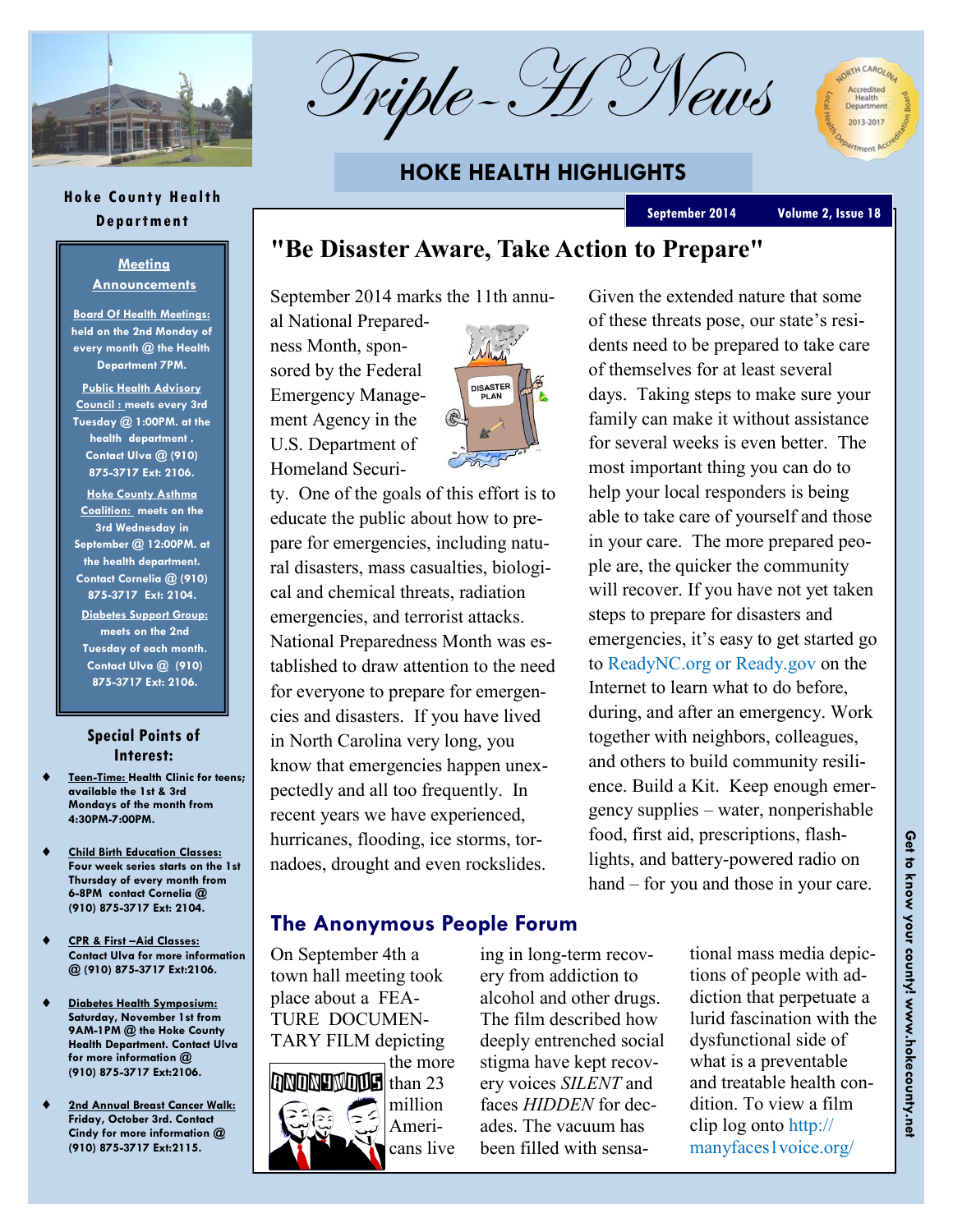# Triple-H News

## HOKE HEALTH HIGHLIGHTS

**Hoke County Health Department**

September 2014 Volume 2, Issue 18

### Meeting Announcements

**Board Of Health Meetings:** held on the 2nd Monday of every month @ the Health Department 7PM.

**Public Health Advisory Council :** meets every 3rd Tuesday @ 1:00PM. at the health department . Contact Ulva @ (910) 875-3717 Ext: 2106.

**Hoke County Asthma Coalition:** meets on the 3rd Wednesday in September @ 12:00PM. at the health department. Contact Cornelia @ (910) 875-3717 Ext: 2104.

**Diabetes Support Group:** meets on the 2nd Tuesday of each month. Contact Ulva @ (910) 875-3717 Ext: 2106.

### Special Points of Interest:

- **Teen-Time:** Health Clinic for teens; available the 1st & 3rd Mondays of the month from 4:30PM-7:00PM.
- **Child Birth Education Classes:** Four week series starts on the 1st Thursday of every month from 6-8PM contact Cornelia @ (910) 875-3717 Ext: 2104.
- **CPR & First –Aid Classes:** Contact Ulva for more information @ (910) 875-3717 Ext:2106.
- **Diabetes Health Symposium:** Saturday, November 1st from 9AM-1PM @ the Hoke County Health Department. Contact Ulva for more information @ (910) 875-3717 Ext:2106.
- **2nd Annual Breast Cancer Walk:** Friday, October 3rd. Contact Cindy for more information @ (910) 875-3717 Ext:2115.

## "Be Disaster Aware, Take Action to Prepare"

September 2014 marks the 11th annual National Preparedness Month, sponsored by the Federal Emergency Management Agency in the U.S. Department of Homeland Security. One of the goals of this effort is to educate the public about how to prepare for emergencies, including natural disasters, mass casualties, biological and chemical threats, radiation emergencies, and terrorist attacks. National Preparedness Month was established to draw attention to the need for everyone to prepare for emergencies and disasters. If you have lived in North Carolina very long, you know that emergencies happen unexpectedly and all too frequently. In recent years we have experienced, hurricanes, flooding, ice storms, tornadoes, drought and even rockslides.

Given the extended nature that some of these threats pose, our state's residents need to be prepared to take care of themselves for at least several days. Taking steps to make sure your family can make it without assistance for several weeks is even better. The most important thing you can do to help your local responders is being able to take care of yourself and those in your care. The more prepared people are, the quicker the community will recover. If you have not yet taken steps to prepare for disasters and emergencies, it's easy to get started go to ReadyNC.org or Ready.gov on the Internet to learn what to do before, during, and after an emergency. Work together with neighbors, colleagues, and others to build community resilience. Build a Kit. Keep enough emergency supplies – water, nonperishable food, first aid, prescriptions, flashlights, and battery-powered radio on hand – for you and those in your care.

## The Anonymous People Forum

On September 4th a town hall meeting took place about a FEATURE DOCUMENTARY FILM depicting the more than 23 million Americans living in long-term recovery from addiction to alcohol and other drugs. The film described how deeply entrenched social stigma have kept recovery voices *SILENT* and faces *HIDDEN* for decades. The vacuum has been filled with sensational mass media depictions of people with addiction that perpetuate a lurid fascination with the dysfunctional side of what is a preventable and treatable health condition. To view a film clip log onto http://manyfaces1voice.org/

Get to know your county! www.hokecounty.net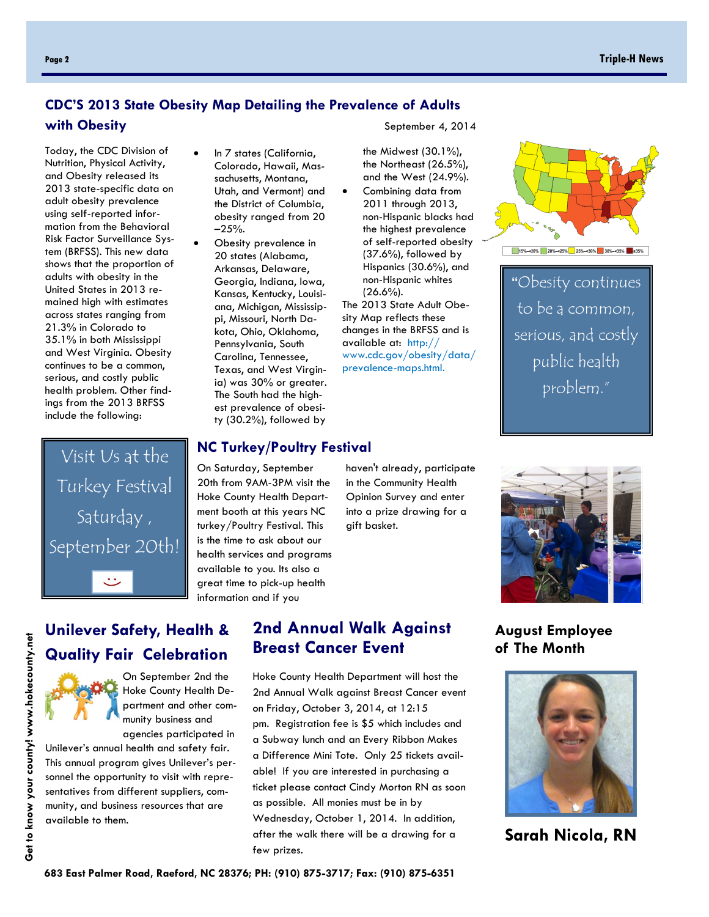## CDC'S 2013 State Obesity Map Detailing the Prevalence of Adults with Obesity

September 4, 2014

Today, the CDC Division of Nutrition, Physical Activity, and Obesity released its 2013 state-specific data on adult obesity prevalence using self-reported information from the Behavioral Risk Factor Surveillance System (BRFSS). This new data shows that the proportion of adults with obesity in the United States in 2013 remained high with estimates across states ranging from 21.3% in Colorado to 35.1% in both Mississippi and West Virginia. Obesity continues to be a common, serious, and costly public health problem. Other findings from the 2013 BRFSS include the following:

- In 7 states (California, Colorado, Hawaii, Massachusetts, Montana, Utah, and Vermont) and the District of Columbia, obesity ranged from 20–25%.
- Obesity prevalence in 20 states (Alabama, Arkansas, Delaware, Georgia, Indiana, Iowa, Kansas, Kentucky, Louisiana, Michigan, Mississippi, Missouri, North Dakota, Ohio, Oklahoma, Pennsylvania, South Carolina, Tennessee, Texas, and West Virginia) was 30% or greater. The South had the highest prevalence of obesity (30.2%), followed by the Midwest (30.1%), the Northeast (26.5%), and the West (24.9%).
- Combining data from 2011 through 2013, non-Hispanic blacks had the highest prevalence of self-reported obesity (37.6%), followed by Hispanics (30.6%), and non-Hispanic whites (26.6%).

The 2013 State Adult Obesity Map reflects these changes in the BRFSS and is available at: http://www.cdc.gov/obesity/data/prevalence-maps.html.

15%–<20% 20%–<25% 25%–<30% 30%–<35% ≥35%

"Obesity continues to be a common, serious, and costly public health problem."

Visit Us at the Turkey Festival Saturday , September 20th!

## NC Turkey/Poultry Festival

On Saturday, September 20th from 9AM-3PM visit the Hoke County Health Department booth at this years NC turkey/Poultry Festival. This is the time to ask about our health services and programs available to you. Its also a great time to pick-up health information and if you haven't already, participate in the Community Health Opinion Survey and enter into a prize drawing for a gift basket.

## Unilever Safety, Health & Quality Fair Celebration

On September 2nd the Hoke County Health Department and other community business and agencies participated in Unilever's annual health and safety fair. This annual program gives Unilever's personnel the opportunity to visit with representatives from different suppliers, community, and business resources that are available to them.

## 2nd Annual Walk Against Breast Cancer Event

Hoke County Health Department will host the 2nd Annual Walk against Breast Cancer event on Friday, October 3, 2014, at 12:15 pm. Registration fee is $5 which includes and a Subway lunch and an Every Ribbon Makes a Difference Mini Tote. Only 25 tickets available! If you are interested in purchasing a ticket please contact Cindy Morton RN as soon as possible. All monies must be in by Wednesday, October 1, 2014. In addition, after the walk there will be a drawing for a few prizes.

## August Employee of The Month

**Sarah Nicola, RN**

Get to know your county! www.hokecounty.net

683 East Palmer Road, Raeford, NC 28376; PH: (910) 875-3717; Fax: (910) 875-6351